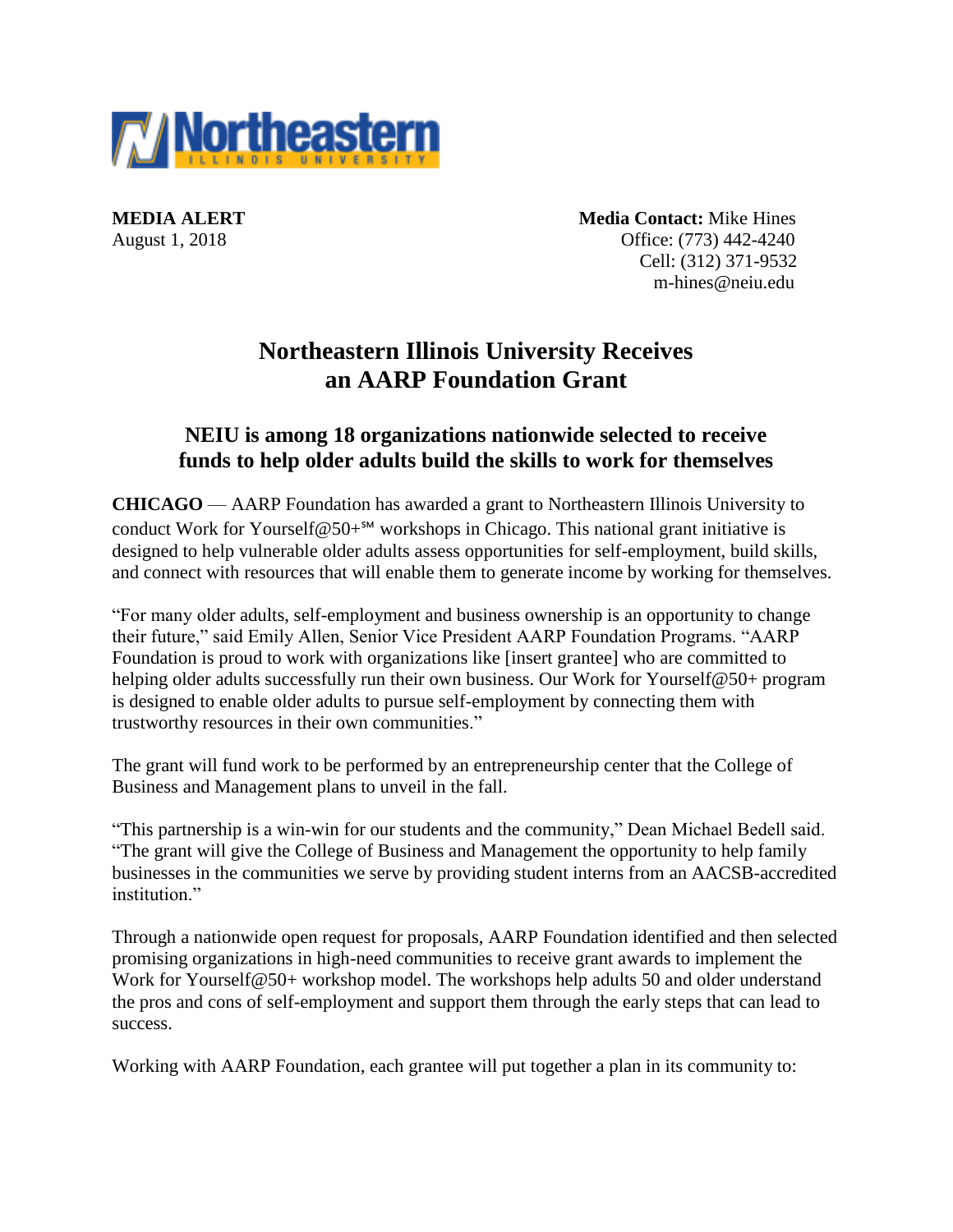**MEDIA ALERT**
August 1, 2018

**Media Contact:** Mike Hines
Office: (773) 442-4240
Cell: (312) 371-9532
m-hines@neiu.edu

# Northeastern Illinois University Receives an AARP Foundation Grant

## NEIU is among 18 organizations nationwide selected to receive funds to help older adults build the skills to work for themselves

**CHICAGO** — AARP Foundation has awarded a grant to Northeastern Illinois University to conduct Work for Yourself@50+℠ workshops in Chicago. This national grant initiative is designed to help vulnerable older adults assess opportunities for self-employment, build skills, and connect with resources that will enable them to generate income by working for themselves.

"For many older adults, self-employment and business ownership is an opportunity to change their future," said Emily Allen, Senior Vice President AARP Foundation Programs. "AARP Foundation is proud to work with organizations like [insert grantee] who are committed to helping older adults successfully run their own business. Our Work for Yourself@50+ program is designed to enable older adults to pursue self-employment by connecting them with trustworthy resources in their own communities."

The grant will fund work to be performed by an entrepreneurship center that the College of Business and Management plans to unveil in the fall.

"This partnership is a win-win for our students and the community," Dean Michael Bedell said. "The grant will give the College of Business and Management the opportunity to help family businesses in the communities we serve by providing student interns from an AACSB-accredited institution."

Through a nationwide open request for proposals, AARP Foundation identified and then selected promising organizations in high-need communities to receive grant awards to implement the Work for Yourself@50+ workshop model. The workshops help adults 50 and older understand the pros and cons of self-employment and support them through the early steps that can lead to success.

Working with AARP Foundation, each grantee will put together a plan in its community to: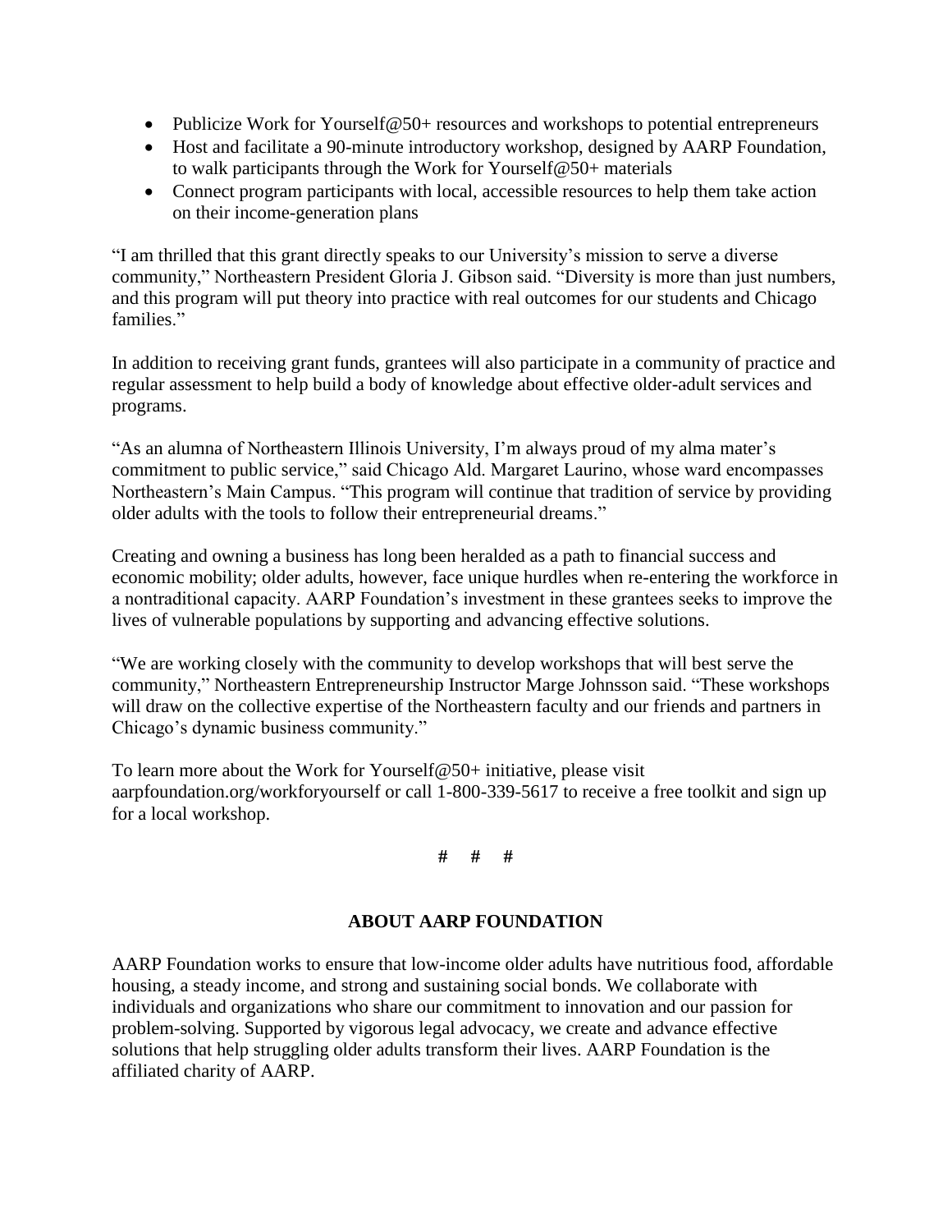- Publicize Work for Yourself@50+ resources and workshops to potential entrepreneurs
- Host and facilitate a 90-minute introductory workshop, designed by AARP Foundation, to walk participants through the Work for Yourself@50+ materials
- Connect program participants with local, accessible resources to help them take action on their income-generation plans

"I am thrilled that this grant directly speaks to our University's mission to serve a diverse community," Northeastern President Gloria J. Gibson said. "Diversity is more than just numbers, and this program will put theory into practice with real outcomes for our students and Chicago families."

In addition to receiving grant funds, grantees will also participate in a community of practice and regular assessment to help build a body of knowledge about effective older-adult services and programs.

"As an alumna of Northeastern Illinois University, I'm always proud of my alma mater's commitment to public service," said Chicago Ald. Margaret Laurino, whose ward encompasses Northeastern's Main Campus. "This program will continue that tradition of service by providing older adults with the tools to follow their entrepreneurial dreams."

Creating and owning a business has long been heralded as a path to financial success and economic mobility; older adults, however, face unique hurdles when re-entering the workforce in a nontraditional capacity. AARP Foundation's investment in these grantees seeks to improve the lives of vulnerable populations by supporting and advancing effective solutions.

"We are working closely with the community to develop workshops that will best serve the community," Northeastern Entrepreneurship Instructor Marge Johnsson said. "These workshops will draw on the collective expertise of the Northeastern faculty and our friends and partners in Chicago's dynamic business community."

To learn more about the Work for Yourself@50+ initiative, please visit aarpfoundation.org/workforyourself or call 1-800-339-5617 to receive a free toolkit and sign up for a local workshop.

# # #

**ABOUT AARP FOUNDATION**

AARP Foundation works to ensure that low-income older adults have nutritious food, affordable housing, a steady income, and strong and sustaining social bonds. We collaborate with individuals and organizations who share our commitment to innovation and our passion for problem-solving. Supported by vigorous legal advocacy, we create and advance effective solutions that help struggling older adults transform their lives. AARP Foundation is the affiliated charity of AARP.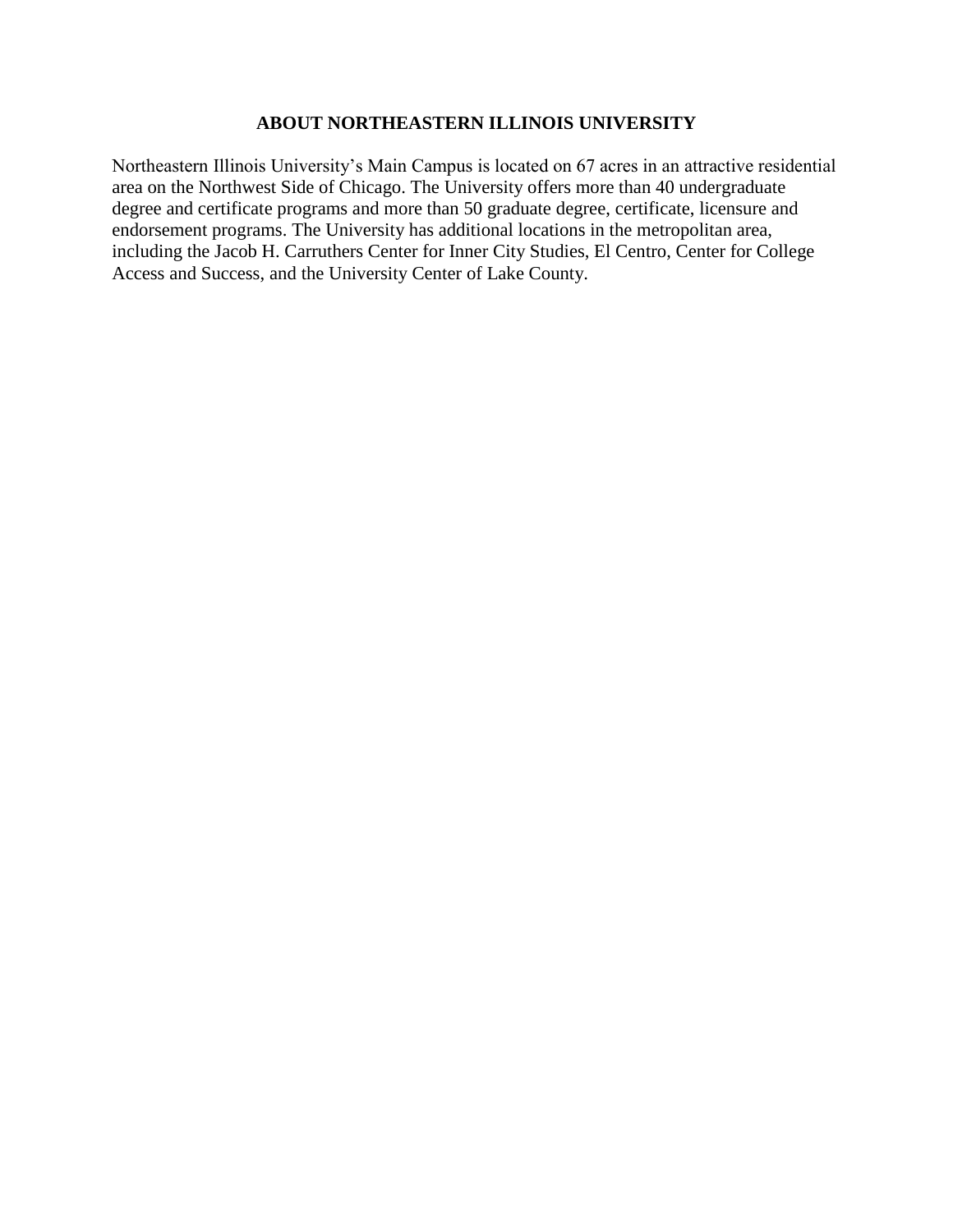## ABOUT NORTHEASTERN ILLINOIS UNIVERSITY

Northeastern Illinois University's Main Campus is located on 67 acres in an attractive residential area on the Northwest Side of Chicago. The University offers more than 40 undergraduate degree and certificate programs and more than 50 graduate degree, certificate, licensure and endorsement programs. The University has additional locations in the metropolitan area, including the Jacob H. Carruthers Center for Inner City Studies, El Centro, Center for College Access and Success, and the University Center of Lake County.